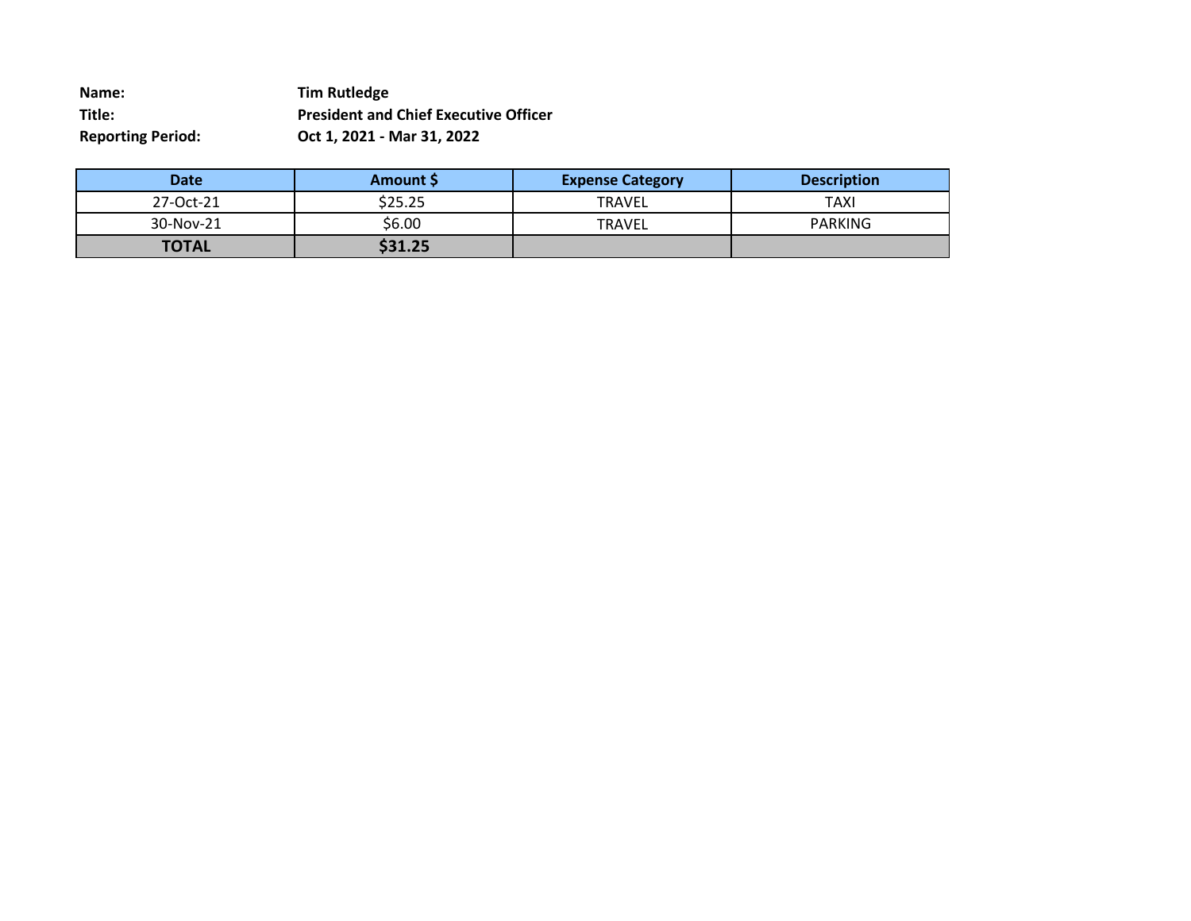**Name:** Tim Rutledge
**Title:** President and Chief Executive Officer
**Reporting Period:** Oct 1, 2021 - Mar 31, 2022

| Date | Amount $ | Expense Category | Description |
|---|---|---|---|
| 27-Oct-21 | $25.25 | TRAVEL | TAXI |
| 30-Nov-21 | $6.00 | TRAVEL | PARKING |
| **TOTAL** | **$31.25** | | |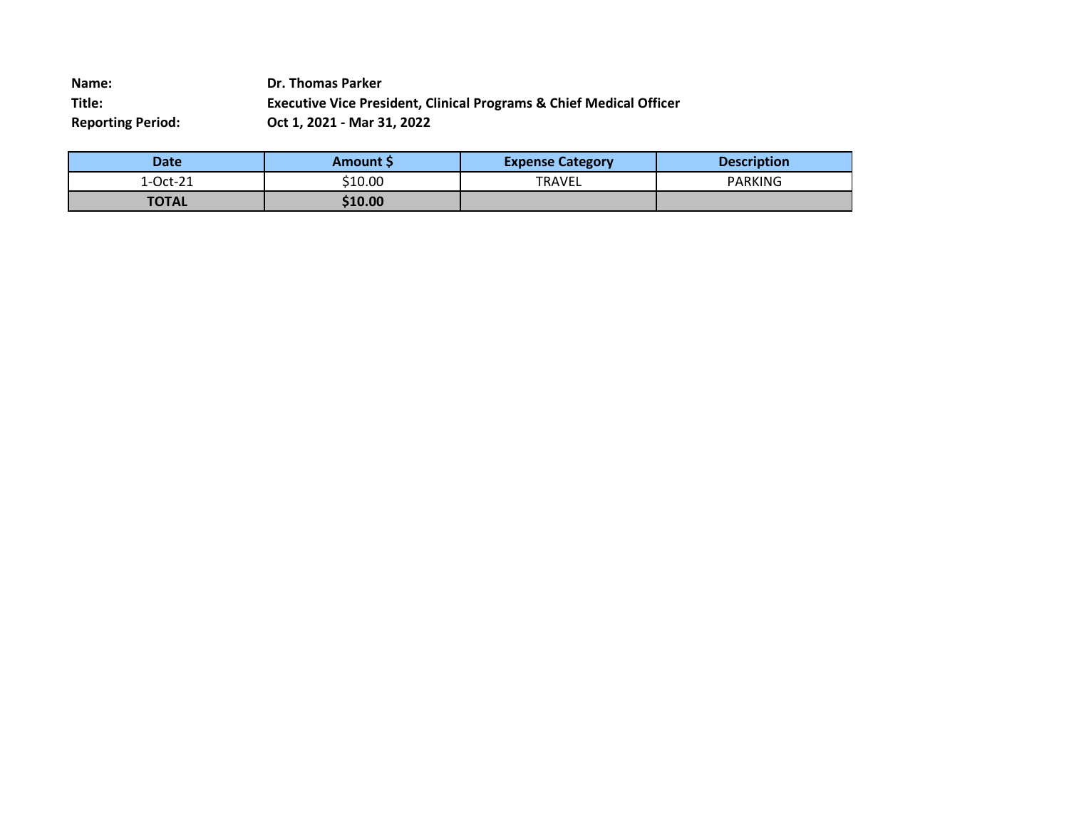**Name:** Dr. Thomas Parker
**Title:** Executive Vice President, Clinical Programs & Chief Medical Officer
**Reporting Period:** Oct 1, 2021 - Mar 31, 2022

| Date | Amount $ | Expense Category | Description |
|---|---|---|---|
| 1-Oct-21 | $10.00 | TRAVEL | PARKING |
| **TOTAL** | **$10.00** | | |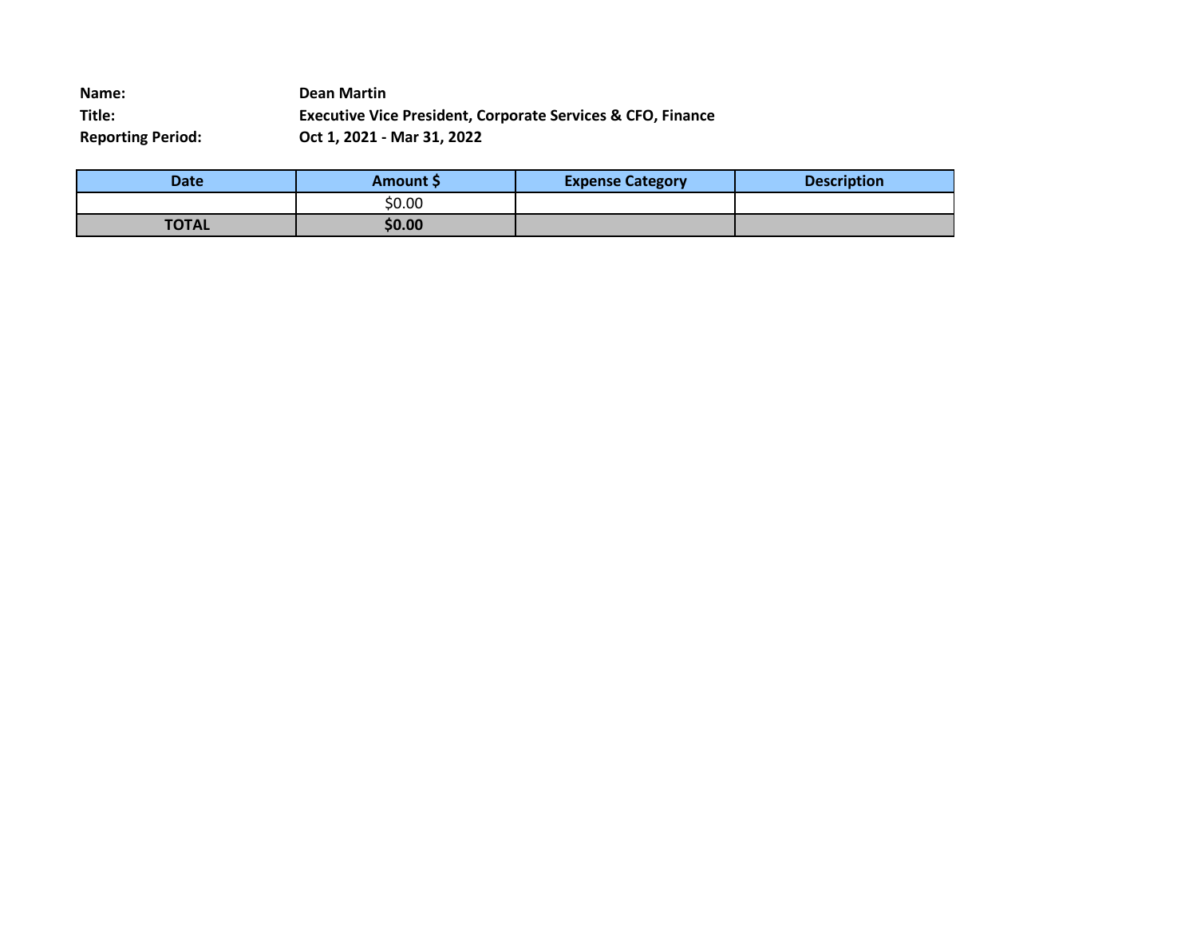**Name:** Dean Martin
**Title:** Executive Vice President, Corporate Services & CFO, Finance
**Reporting Period:** Oct 1, 2021 - Mar 31, 2022

| Date | Amount $ | Expense Category | Description |
|---|---|---|---|
| | $0.00 | | |
| **TOTAL** | **$0.00** | | |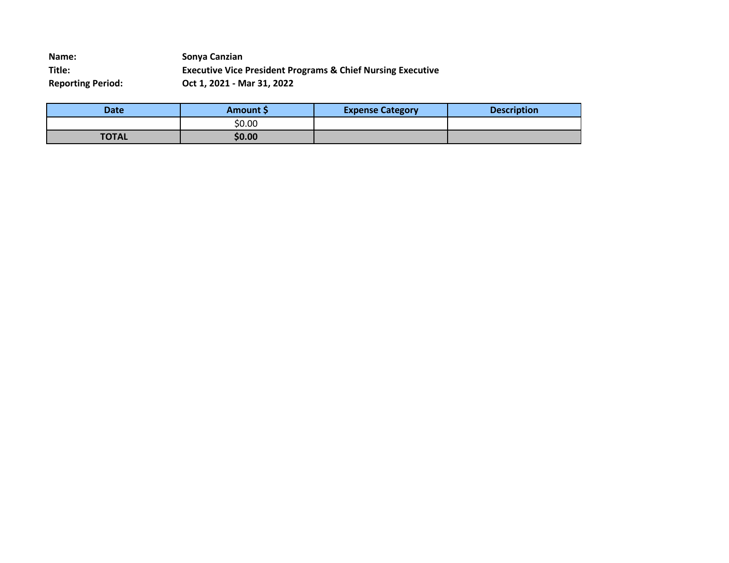**Name:** **Sonya Canzian**
**Title:** **Executive Vice President Programs & Chief Nursing Executive**
**Reporting Period:** **Oct 1, 2021 - Mar 31, 2022**

| Date | Amount $ | Expense Category | Description |
|---|---|---|---|
| | $0.00 | | |
| **TOTAL** | **$0.00** | | |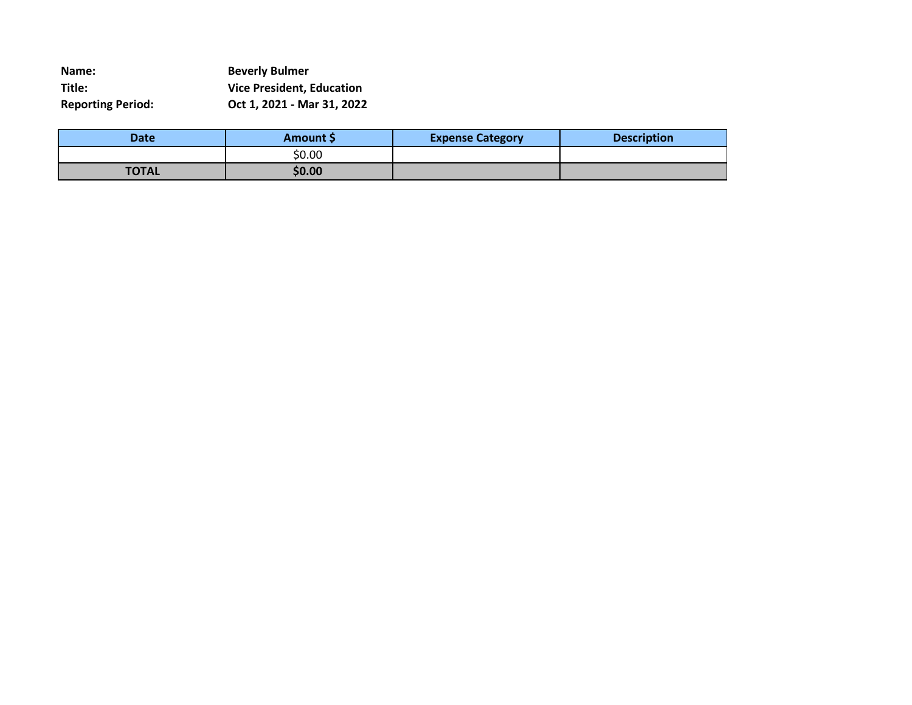**Name:** Beverly Bulmer
**Title:** Vice President, Education
**Reporting Period:** Oct 1, 2021 - Mar 31, 2022

| Date | Amount $ | Expense Category | Description |
|---|---|---|---|
| | $0.00 | | |
| **TOTAL** | **$0.00** | | |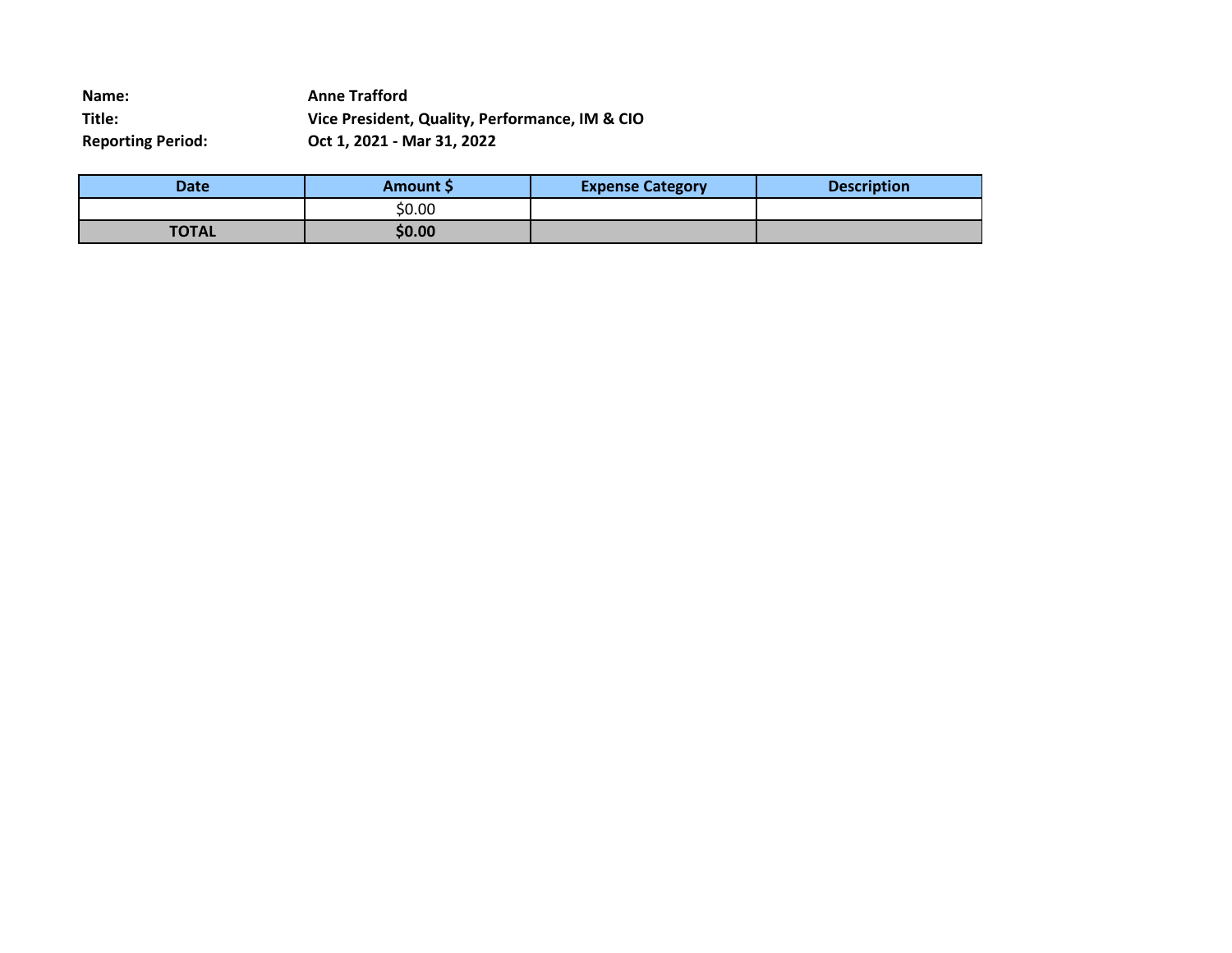**Name:** **Anne Trafford**
**Title:** **Vice President, Quality, Performance, IM & CIO**
**Reporting Period:** **Oct 1, 2021 - Mar 31, 2022**

| Date | Amount $ | Expense Category | Description |
|---|---|---|---|
| | $0.00 | | |
| **TOTAL** | **$0.00** | | |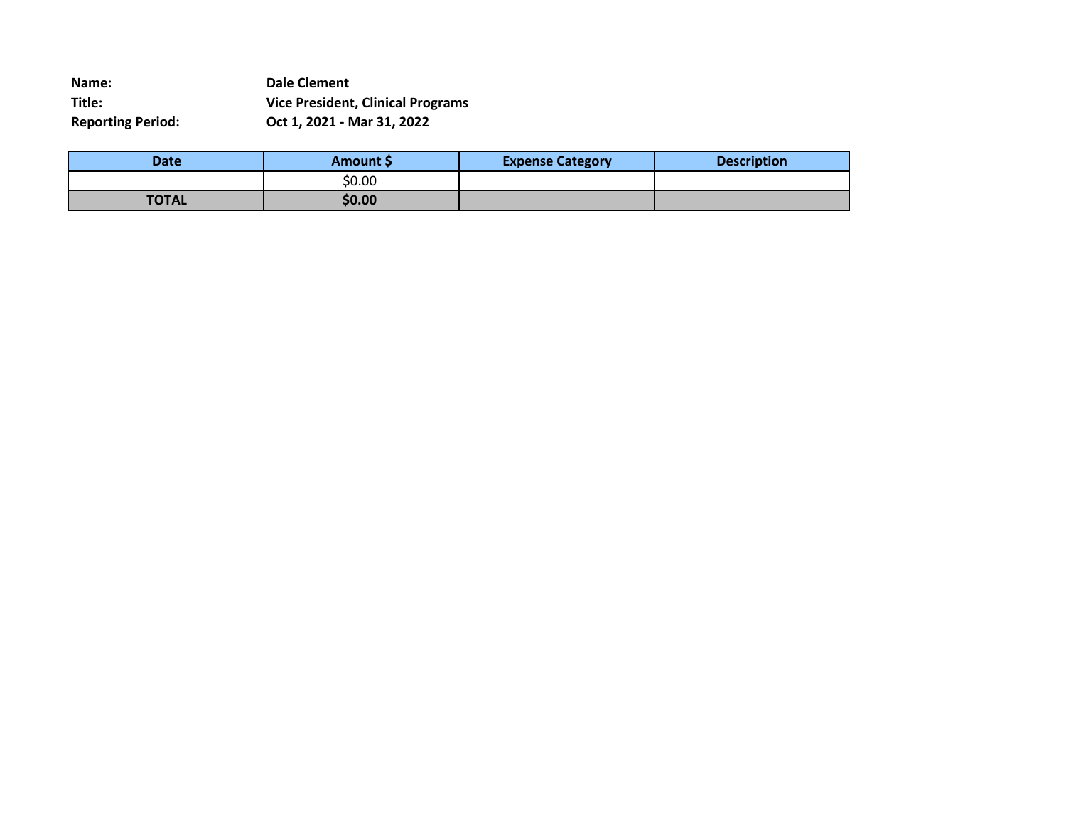**Name:** **Dale Clement**
**Title:** **Vice President, Clinical Programs**
**Reporting Period:** **Oct 1, 2021 - Mar 31, 2022**

| Date | Amount $ | Expense Category | Description |
|---|---|---|---|
| | $0.00 | | |
| **TOTAL** | **$0.00** | | |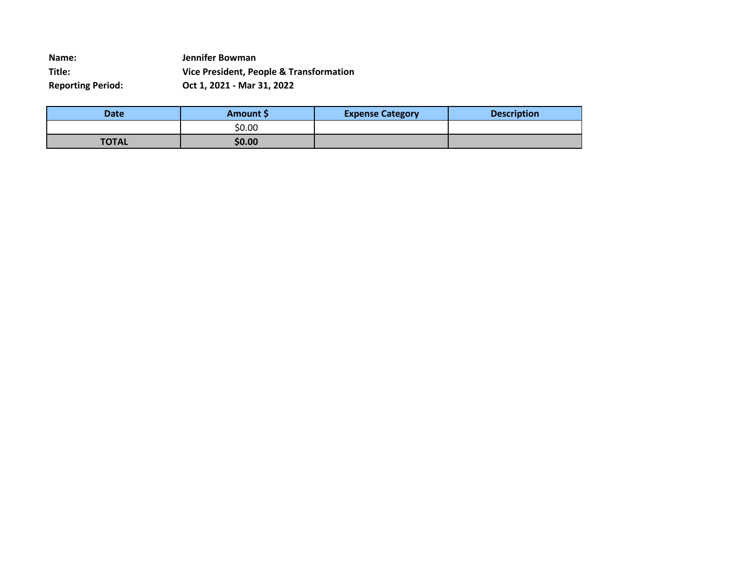**Name:** **Jennifer Bowman**
**Title:** **Vice President, People & Transformation**
**Reporting Period:** **Oct 1, 2021 - Mar 31, 2022**

| Date | Amount $ | Expense Category | Description |
|---|---|---|---|
| | $0.00 | | |
| **TOTAL** | **$0.00** | | |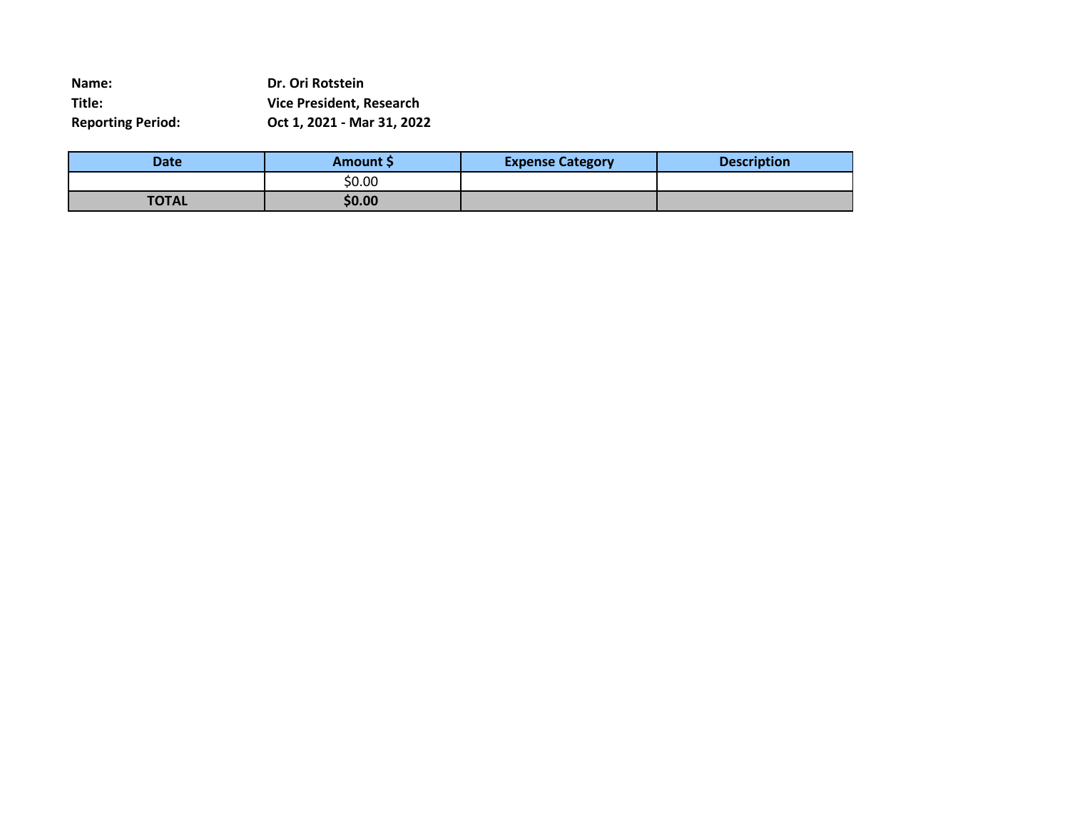**Name:** Dr. Ori Rotstein
**Title:** Vice President, Research
**Reporting Period:** Oct 1, 2021 - Mar 31, 2022

| Date | Amount $ | Expense Category | Description |
|---|---|---|---|
| | $0.00 | | |
| **TOTAL** | **$0.00** | | |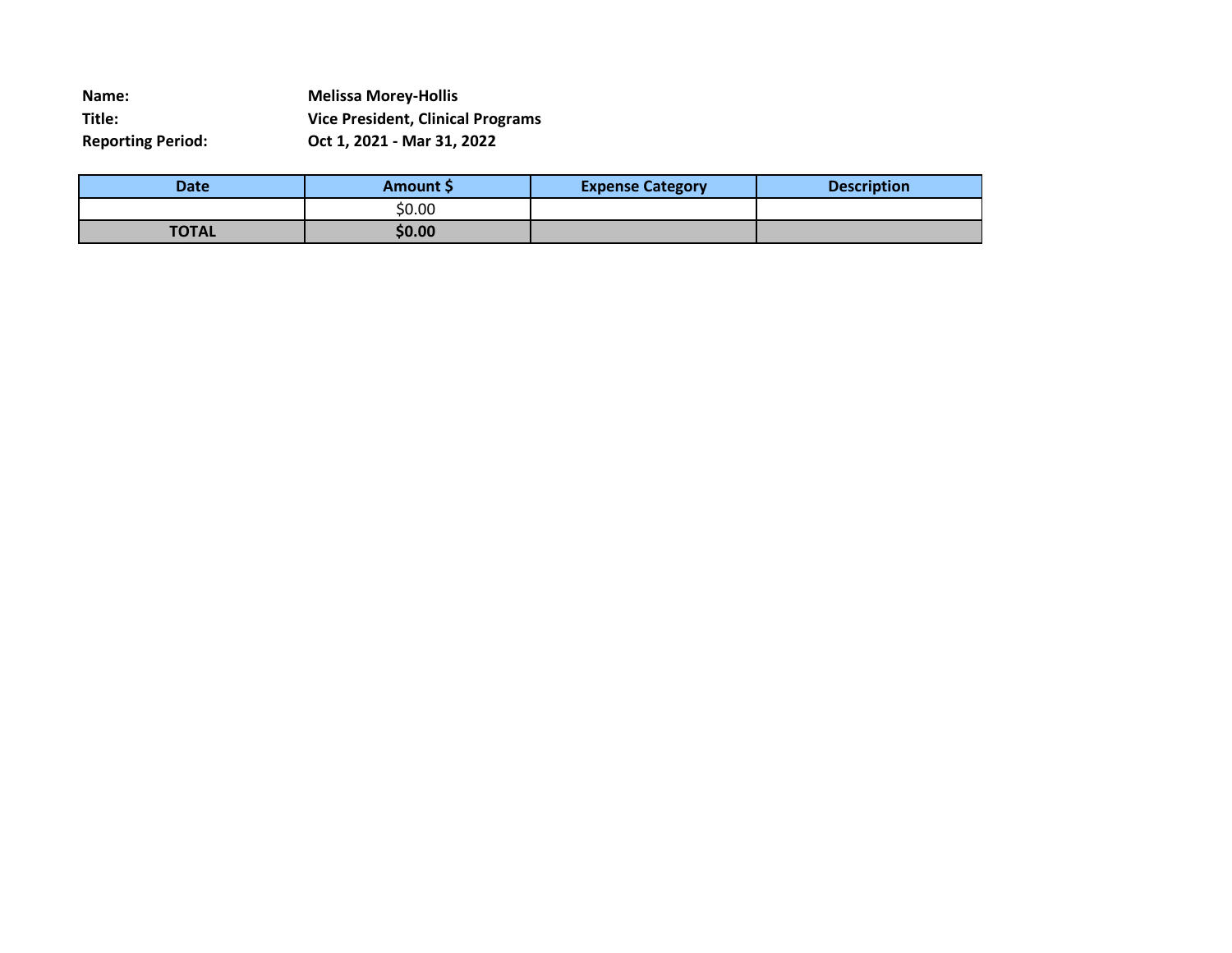**Name:** Melissa Morey-Hollis
**Title:** Vice President, Clinical Programs
**Reporting Period:** Oct 1, 2021 - Mar 31, 2022

| Date | Amount $ | Expense Category | Description |
|---|---|---|---|
| | $0.00 | | |
| **TOTAL** | **$0.00** | | |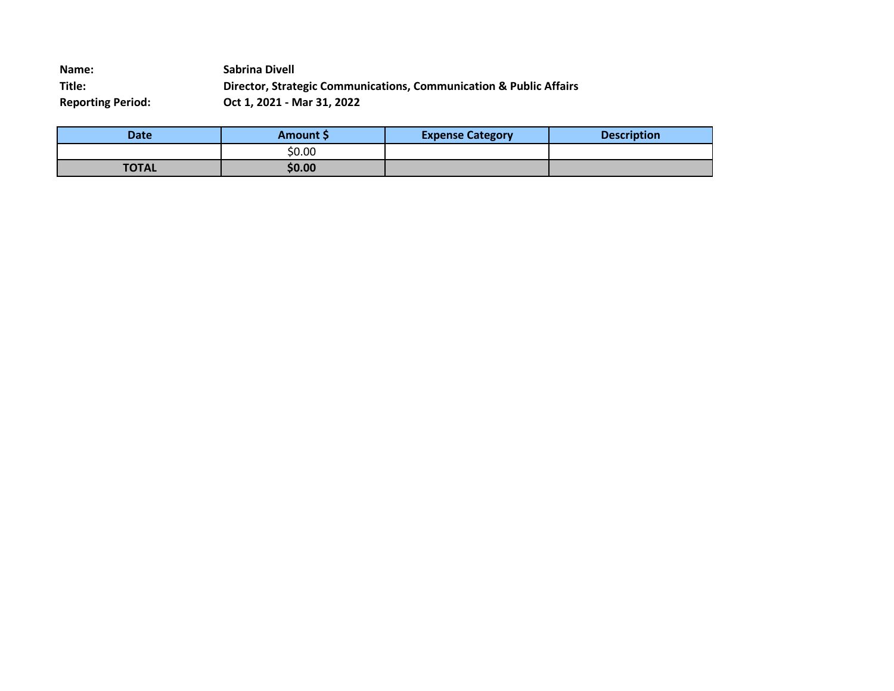**Name:** Sabrina Divell
**Title:** Director, Strategic Communications, Communication & Public Affairs
**Reporting Period:** Oct 1, 2021 - Mar 31, 2022

| Date | Amount $ | Expense Category | Description |
|---|---|---|---|
| | $0.00 | | |
| **TOTAL** | **$0.00** | | |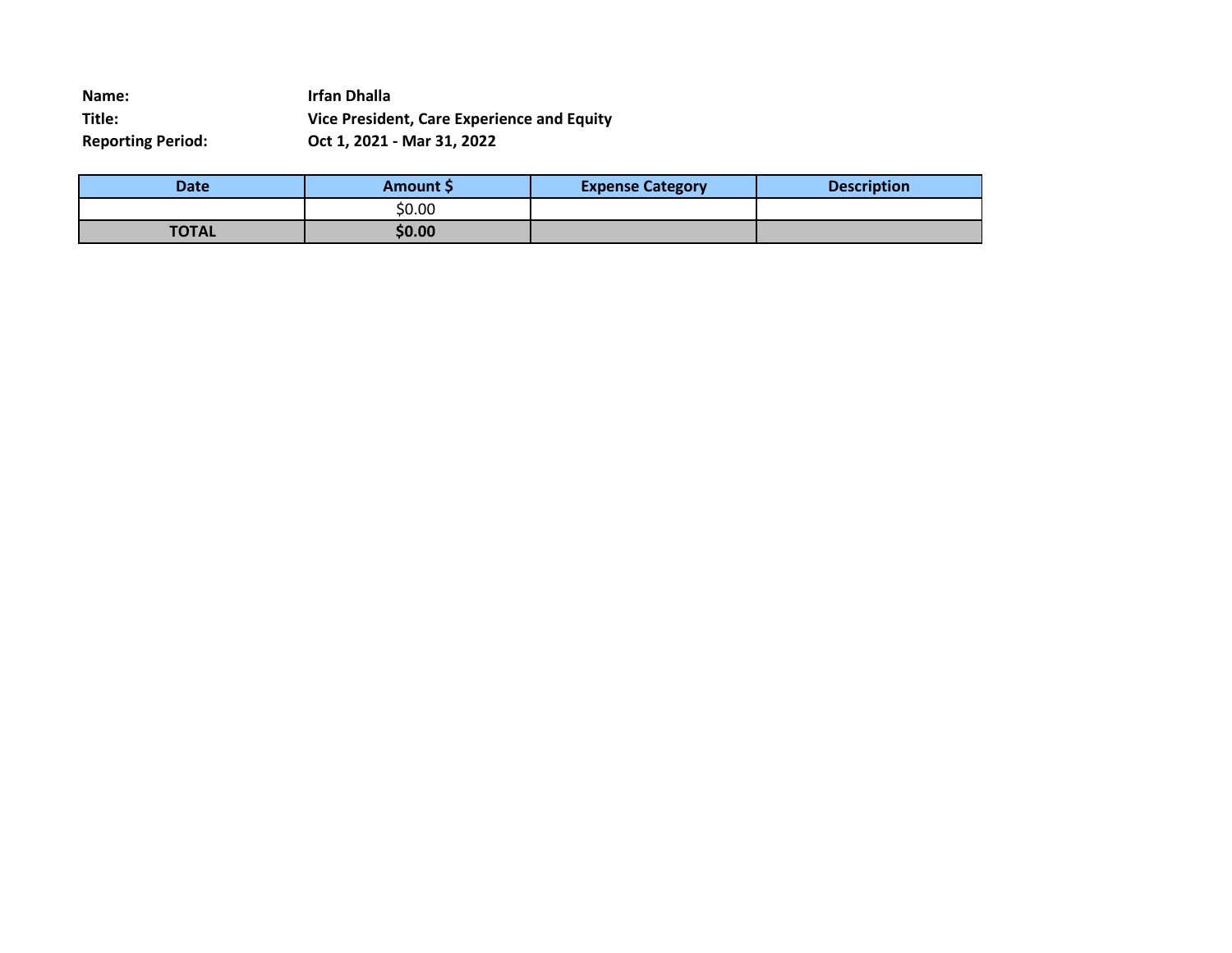**Name:** **Irfan Dhalla**
**Title:** **Vice President, Care Experience and Equity**
**Reporting Period:** **Oct 1, 2021 - Mar 31, 2022**

| Date | Amount $ | Expense Category | Description |
|---|---|---|---|
| | $0.00 | | |
| **TOTAL** | **$0.00** | | |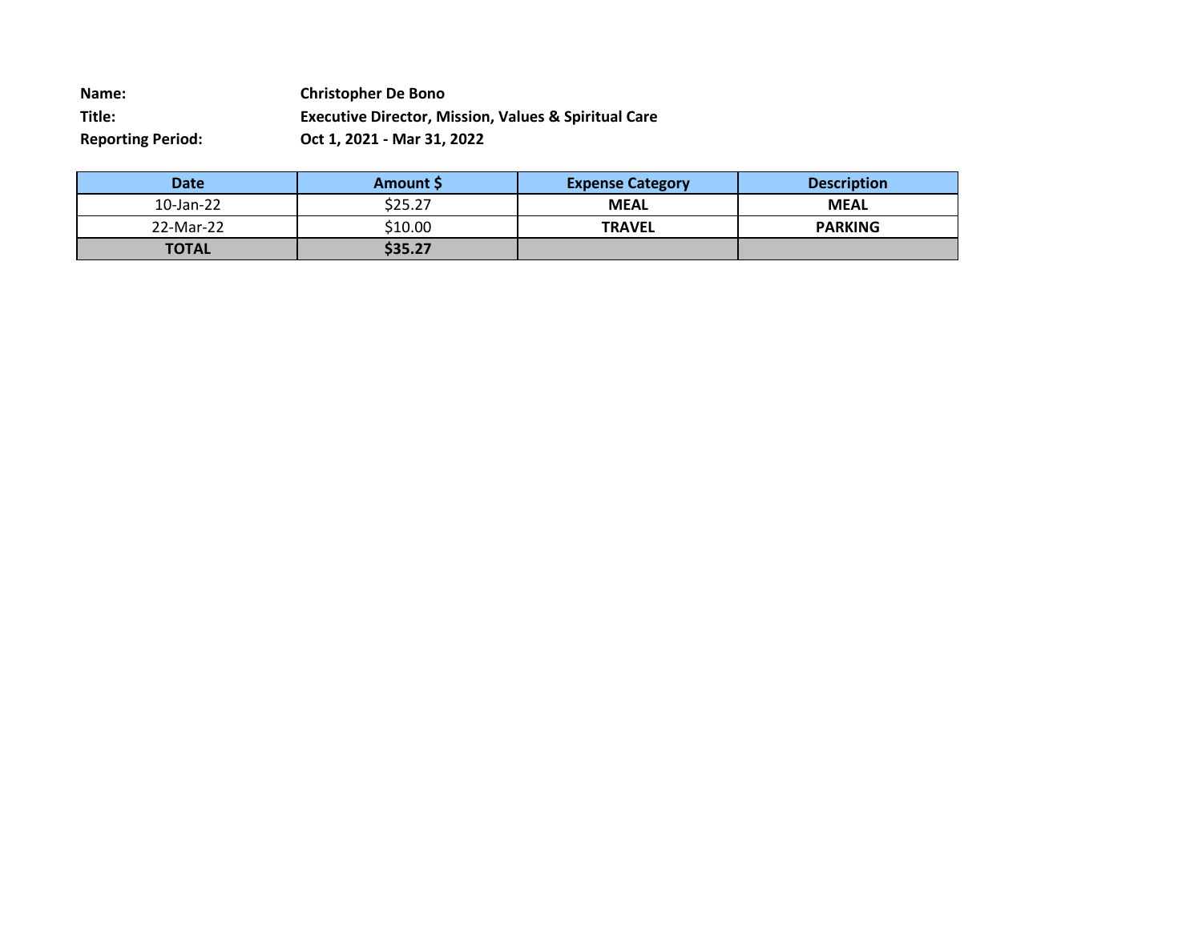**Name:** **Christopher De Bono**
**Title:** **Executive Director, Mission, Values & Spiritual Care**
**Reporting Period:** **Oct 1, 2021 - Mar 31, 2022**

| Date | Amount $ | Expense Category | Description |
|---|---|---|---|
| 10-Jan-22 | $25.27 | **MEAL** | **MEAL** |
| 22-Mar-22 | $10.00 | **TRAVEL** | **PARKING** |
| **TOTAL** | **$35.27** | | |